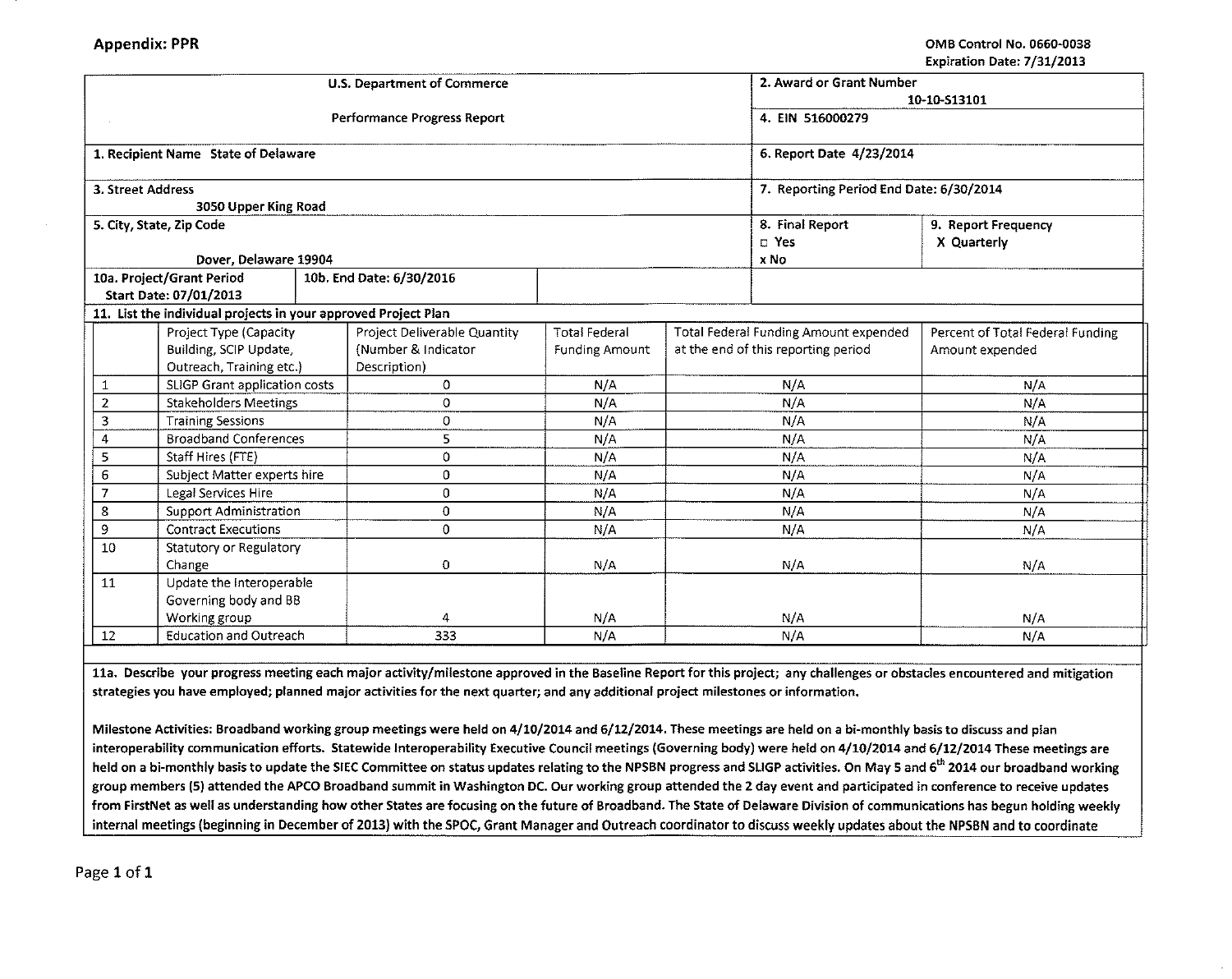**Appendix: PPR**

OMB Control No. 0660-0038
Expiration Date: 7/31/2013

| U.S. Department of Commerce<br><br>Performance Progress Report | 2. Award or Grant Number<br>10-10-S13101<br>4. EIN 516000279 |
|---|---|
| 1. Recipient Name State of Delaware | 6. Report Date 4/23/2014 |
| 3. Street Address<br>3050 Upper King Road | 7. Reporting Period End Date: 6/30/2014 |
| 5. City, State, Zip Code<br><br>Dover, Delaware 19904 | 8. Final Report<br>□ Yes<br>x No<br><br>9. Report Frequency<br>X Quarterly |
| 10a. Project/Grant Period<br>Start Date: 07/01/2013<br><br>10b. End Date: 6/30/2016 | |

**11. List the individual projects in your approved Project Plan**

| | Project Type (Capacity Building, SCIP Update, Outreach, Training etc.) | Project Deliverable Quantity (Number & Indicator Description) | Total Federal Funding Amount | Total Federal Funding Amount expended at the end of this reporting period | Percent of Total Federal Funding Amount expended |
|---|---|---|---|---|---|
| 1 | SLIGP Grant application costs | 0 | N/A | N/A | N/A |
| 2 | Stakeholders Meetings | 0 | N/A | N/A | N/A |
| 3 | Training Sessions | 0 | N/A | N/A | N/A |
| 4 | Broadband Conferences | 5 | N/A | N/A | N/A |
| 5 | Staff Hires (FTE) | 0 | N/A | N/A | N/A |
| 6 | Subject Matter experts hire | 0 | N/A | N/A | N/A |
| 7 | Legal Services Hire | 0 | N/A | N/A | N/A |
| 8 | Support Administration | 0 | N/A | N/A | N/A |
| 9 | Contract Executions | 0 | N/A | N/A | N/A |
| 10 | Statutory or Regulatory Change | 0 | N/A | N/A | N/A |
| 11 | Update the Interoperable Governing body and BB Working group | 4 | N/A | N/A | N/A |
| 12 | Education and Outreach | 333 | N/A | N/A | N/A |

**11a. Describe your progress meeting each major activity/milestone approved in the Baseline Report for this project; any challenges or obstacles encountered and mitigation strategies you have employed; planned major activities for the next quarter; and any additional project milestones or information.**

**Milestone Activities: Broadband working group meetings were held on 4/10/2014 and 6/12/2014. These meetings are held on a bi-monthly basis to discuss and plan interoperability communication efforts. Statewide Interoperability Executive Council meetings (Governing body) were held on 4/10/2014 and 6/12/2014 These meetings are held on a bi-monthly basis to update the SIEC Committee on status updates relating to the NPSBN progress and SLIGP activities. On May 5 and 6th 2014 our broadband working group members (5) attended the APCO Broadband summit in Washington DC. Our working group attended the 2 day event and participated in conference to receive updates from FirstNet as well as understanding how other States are focusing on the future of Broadband. The State of Delaware Division of communications has begun holding weekly internal meetings (beginning in December of 2013) with the SPOC, Grant Manager and Outreach coordinator to discuss weekly updates about the NPSBN and to coordinate**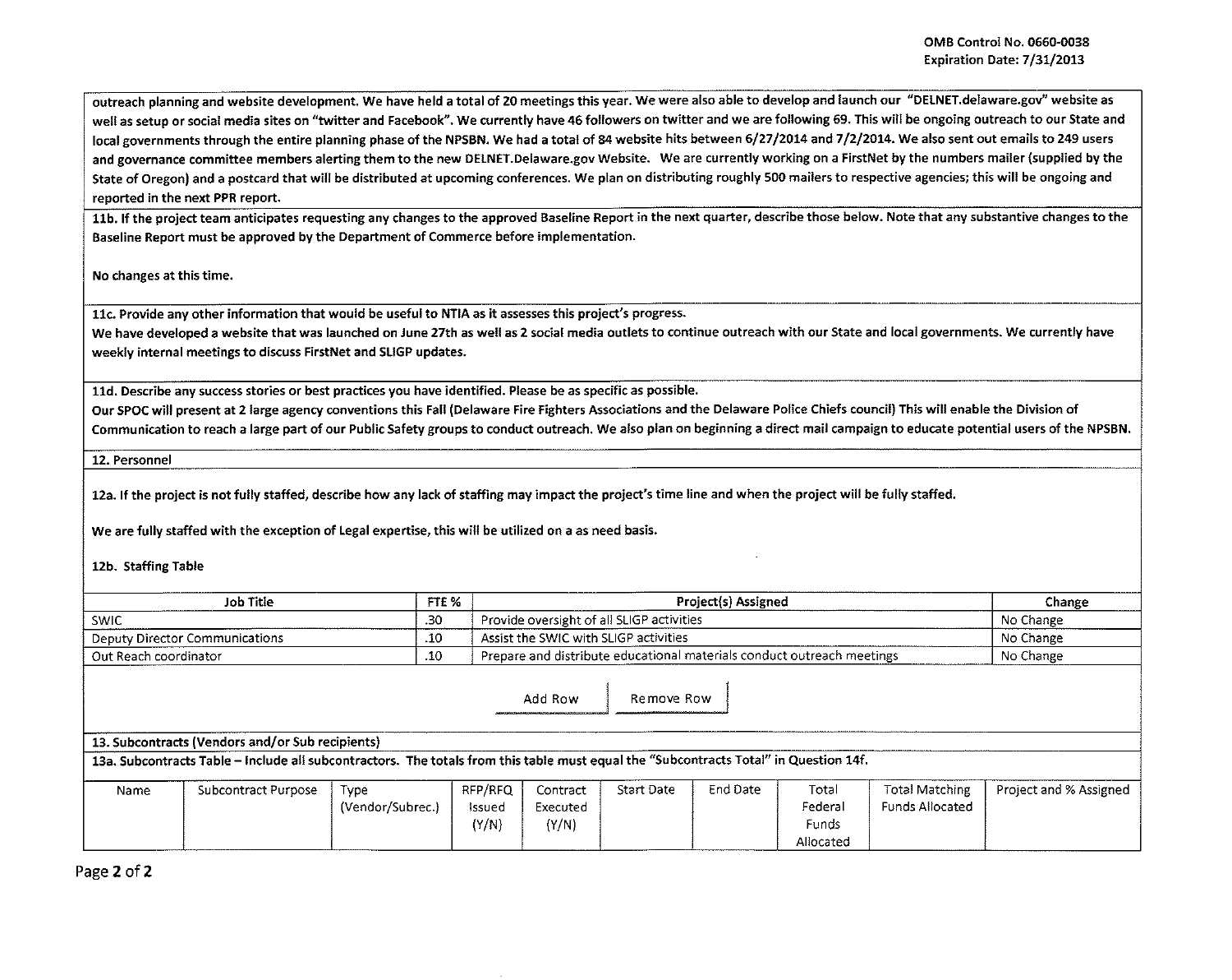outreach planning and website development. We have held a total of 20 meetings this year. We were also able to develop and launch our "DELNET.delaware.gov" website as well as setup or social media sites on "twitter and Facebook". We currently have 46 followers on twitter and we are following 69. This will be ongoing outreach to our State and local governments through the entire planning phase of the NPSBN. We had a total of 84 website hits between 6/27/2014 and 7/2/2014. We also sent out emails to 249 users and governance committee members alerting them to the new DELNET.Delaware.gov Website. We are currently working on a FirstNet by the numbers mailer (supplied by the State of Oregon) and a postcard that will be distributed at upcoming conferences. We plan on distributing roughly 500 mailers to respective agencies; this will be ongoing and reported in the next PPR report.

**11b. If the project team anticipates requesting any changes to the approved Baseline Report in the next quarter, describe those below. Note that any substantive changes to the Baseline Report must be approved by the Department of Commerce before implementation.**

No changes at this time.

**11c. Provide any other information that would be useful to NTIA as it assesses this project's progress.**

We have developed a website that was launched on June 27th as well as 2 social media outlets to continue outreach with our State and local governments. We currently have weekly internal meetings to discuss FirstNet and SLIGP updates.

**11d. Describe any success stories or best practices you have identified. Please be as specific as possible.**

Our SPOC will present at 2 large agency conventions this Fall (Delaware Fire Fighters Associations and the Delaware Police Chiefs council) This will enable the Division of Communication to reach a large part of our Public Safety groups to conduct outreach. We also plan on beginning a direct mail campaign to educate potential users of the NPSBN.

**12. Personnel**

**12a. If the project is not fully staffed, describe how any lack of staffing may impact the project's time line and when the project will be fully staffed.**

We are fully staffed with the exception of Legal expertise, this will be utilized on a as need basis.

**12b. Staffing Table**

| Job Title | FTE % | Project(s) Assigned | Change |
|---|---|---|---|
| SWIC | .30 | Provide oversight of all SLIGP activities | No Change |
| Deputy Director Communications | .10 | Assist the SWIC with SLIGP activities | No Change |
| Out Reach coordinator | .10 | Prepare and distribute educational materials conduct outreach meetings | No Change |

Add Row Remove Row

**13. Subcontracts (Vendors and/or Sub recipients)**

**13a. Subcontracts Table – Include all subcontractors. The totals from this table must equal the "Subcontracts Total" in Question 14f.**

| Name | Subcontract Purpose | Type (Vendor/Subrec.) | RFP/RFQ Issued (Y/N) | Contract Executed (Y/N) | Start Date | End Date | Total Federal Funds Allocated | Total Matching Funds Allocated | Project and % Assigned |
|---|---|---|---|---|---|---|---|---|---|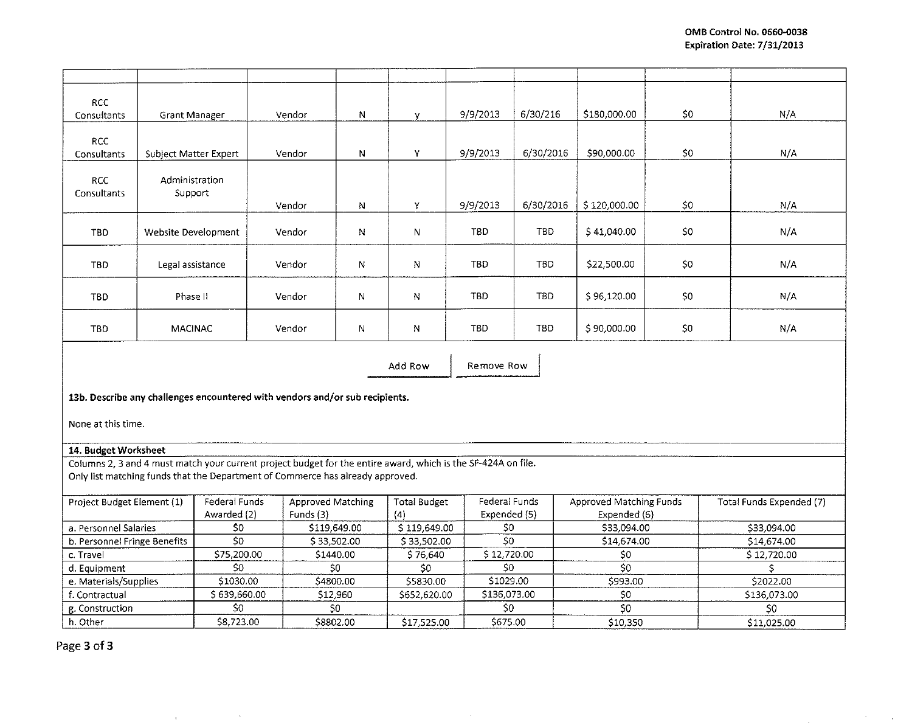| | | | | | | | | | |
|---|---|---|---|---|---|---|---|---|---|
| RCC Consultants | Grant Manager | Vendor | N | y | 9/9/2013 | 6/30/216 | $180,000.00 | $0 | N/A |
| RCC Consultants | Subject Matter Expert | Vendor | N | Y | 9/9/2013 | 6/30/2016 | $90,000.00 | $0 | N/A |
| RCC Consultants | Administration Support | Vendor | N | Y | 9/9/2013 | 6/30/2016 | $ 120,000.00 | $0 | N/A |
| TBD | Website Development | Vendor | N | N | TBD | TBD | $ 41,040.00 | $0 | N/A |
| TBD | Legal assistance | Vendor | N | N | TBD | TBD | $22,500.00 | $0 | N/A |
| TBD | Phase II | Vendor | N | N | TBD | TBD | $ 96,120.00 | $0 | N/A |
| TBD | MACINAC | Vendor | N | N | TBD | TBD | $ 90,000.00 | $0 | N/A |

Add Row Remove Row

**13b. Describe any challenges encountered with vendors and/or sub recipients.**

None at this time.

**14. Budget Worksheet**

Columns 2, 3 and 4 must match your current project budget for the entire award, which is the SF-424A on file.
Only list matching funds that the Department of Commerce has already approved.

| Project Budget Element (1) | Federal Funds Awarded (2) | Approved Matching Funds (3) | Total Budget (4) | Federal Funds Expended (5) | Approved Matching Funds Expended (6) | Total Funds Expended (7) |
|---|---|---|---|---|---|---|
| a. Personnel Salaries | $0 | $119,649.00 | $ 119,649.00 | $0 | $33,094.00 | $33,094.00 |
| b. Personnel Fringe Benefits | $0 | $ 33,502.00 | $ 33,502.00 | $0 | $14,674.00 | $14,674.00 |
| c. Travel | $75,200.00 | $1440.00 | $ 76,640 | $ 12,720.00 | $0 | $ 12,720.00 |
| d. Equipment | $0 | $0 | $0 | $0 | $0 | $ |
| e. Materials/Supplies | $1030.00 | $4800.00 | $5830.00 | $1029.00 | $993.00 | $2022.00 |
| f. Contractual | $ 639,660.00 | $12,960 | $652,620.00 | $136,073.00 | $0 | $136,073.00 |
| g. Construction | $0 | $0 | | $0 | $0 | $0 |
| h. Other | $8,723.00 | $8802.00 | $17,525.00 | $675.00 | $10,350 | $11,025.00 |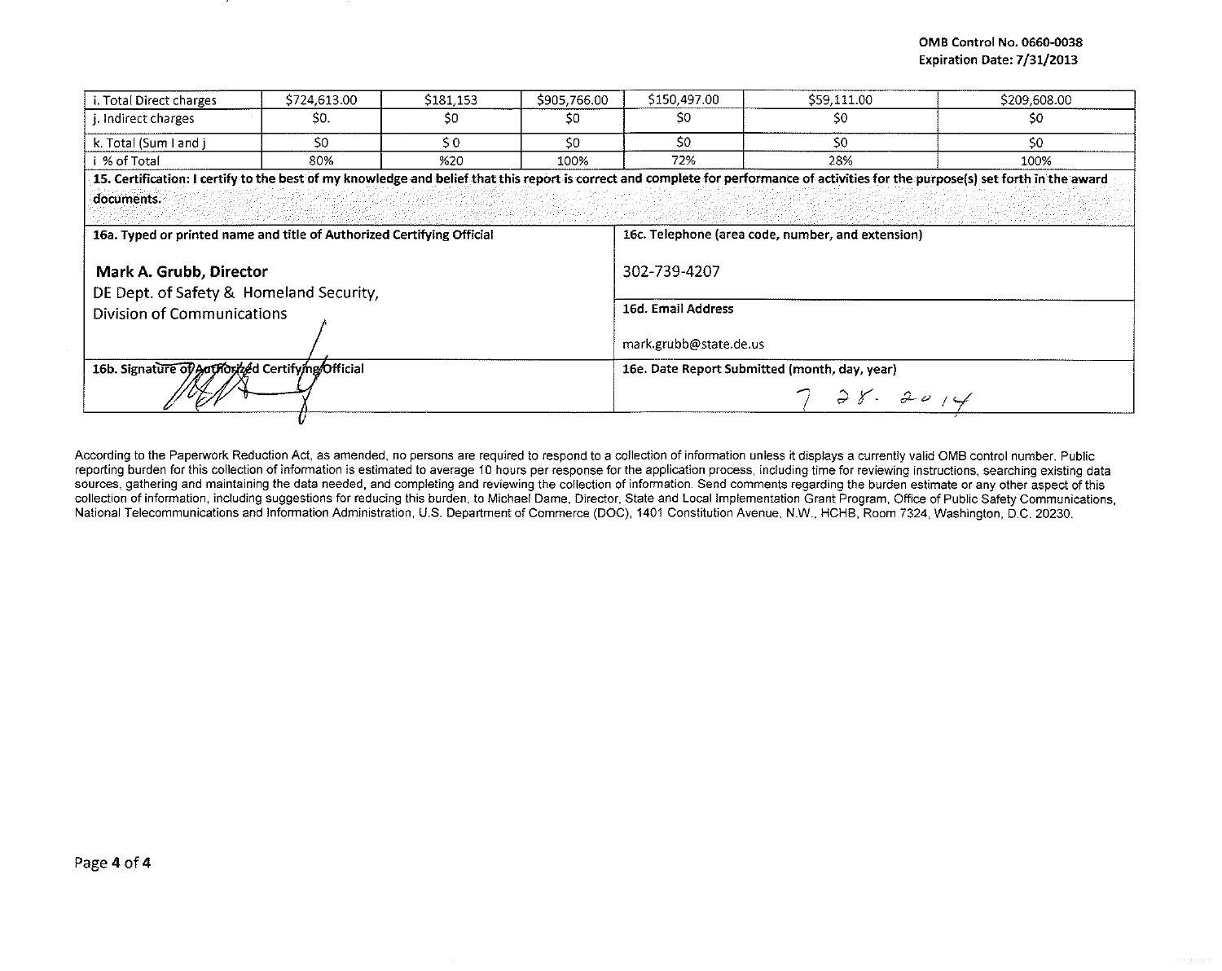OMB Control No. 0660-0038
Expiration Date: 7/31/2013

| | | | | | | |
|---|---|---|---|---|---|---|
| i. Total Direct charges | $724,613.00 | $181,153 | $905,766.00 | $150,497.00 | $59,111.00 | $209,608.00 |
| j. Indirect charges | $0. | $0 | $0 | $0 | $0 | $0 |
| k. Total (Sum I and j | $0 | $ 0 | $0 | $0 | $0 | $0 |
| i % of Total | 80% | %20 | 100% | 72% | 28% | 100% |

**15. Certification: I certify to the best of my knowledge and belief that this report is correct and complete for performance of activities for the purpose(s) set forth in the award documents.**

| | |
|---|---|
| **16a. Typed or printed name and title of Authorized Certifying Official**<br><br>**Mark A. Grubb, Director**<br>DE Dept. of Safety & Homeland Security,<br>Division of Communications | **16c. Telephone (area code, number, and extension)**<br><br>302-739-4207 |
| | **16d. Email Address**<br><br>mark.grubb@state.de.us |
| **16b. Signature of Authorized Certifying Official**<br><br>[signature] | **16e. Date Report Submitted (month, day, year)**<br><br>7. 28. 2014 |

According to the Paperwork Reduction Act, as amended, no persons are required to respond to a collection of information unless it displays a currently valid OMB control number. Public reporting burden for this collection of information is estimated to average 10 hours per response for the application process, including time for reviewing instructions, searching existing data sources, gathering and maintaining the data needed, and completing and reviewing the collection of information. Send comments regarding the burden estimate or any other aspect of this collection of information, including suggestions for reducing this burden, to Michael Dame, Director, State and Local Implementation Grant Program, Office of Public Safety Communications, National Telecommunications and Information Administration, U.S. Department of Commerce (DOC), 1401 Constitution Avenue, N.W., HCHB, Room 7324, Washington, D.C. 20230.